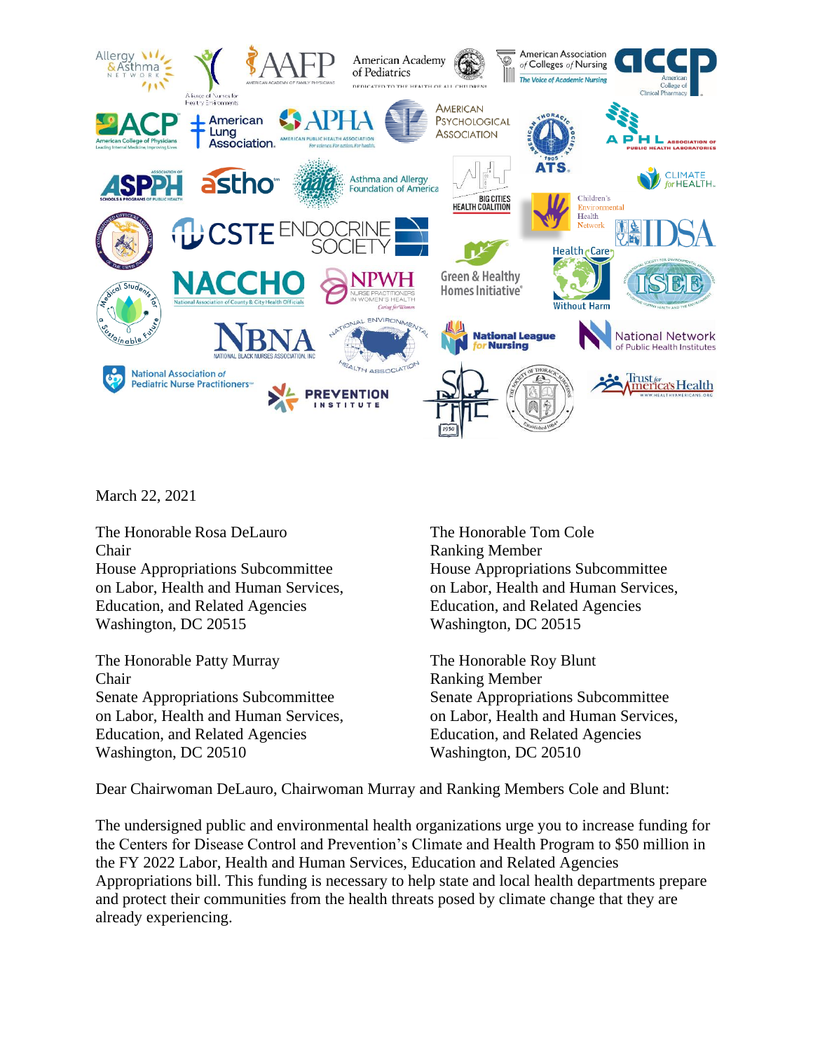March 22, 2021

The Honorable Rosa DeLauro
Chair
House Appropriations Subcommittee
on Labor, Health and Human Services,
Education, and Related Agencies
Washington, DC 20515

The Honorable Tom Cole
Ranking Member
House Appropriations Subcommittee
on Labor, Health and Human Services,
Education, and Related Agencies
Washington, DC 20515

The Honorable Patty Murray
Chair
Senate Appropriations Subcommittee
on Labor, Health and Human Services,
Education, and Related Agencies
Washington, DC 20510

The Honorable Roy Blunt
Ranking Member
Senate Appropriations Subcommittee
on Labor, Health and Human Services,
Education, and Related Agencies
Washington, DC 20510

Dear Chairwoman DeLauro, Chairwoman Murray and Ranking Members Cole and Blunt:

The undersigned public and environmental health organizations urge you to increase funding for the Centers for Disease Control and Prevention's Climate and Health Program to $50 million in the FY 2022 Labor, Health and Human Services, Education and Related Agencies Appropriations bill. This funding is necessary to help state and local health departments prepare and protect their communities from the health threats posed by climate change that they are already experiencing.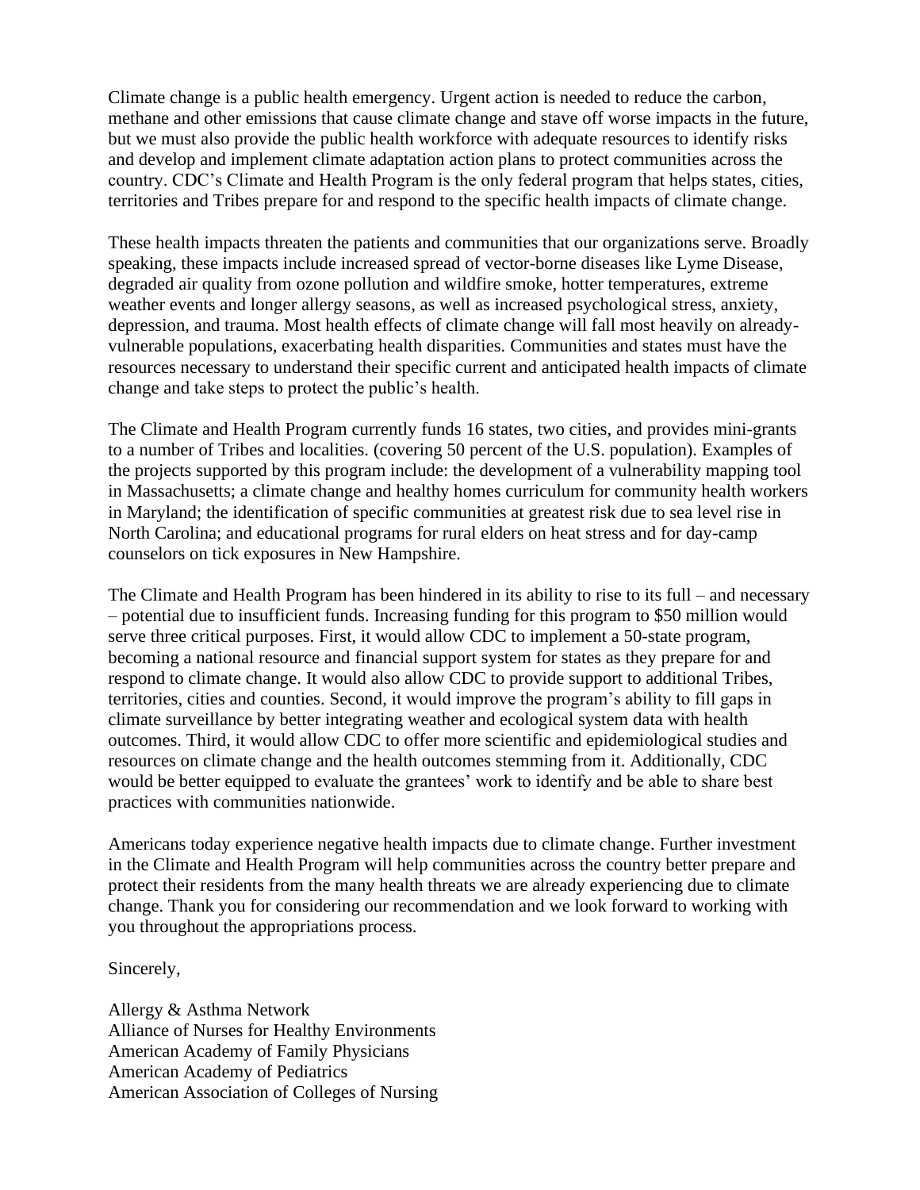Climate change is a public health emergency. Urgent action is needed to reduce the carbon, methane and other emissions that cause climate change and stave off worse impacts in the future, but we must also provide the public health workforce with adequate resources to identify risks and develop and implement climate adaptation action plans to protect communities across the country. CDC's Climate and Health Program is the only federal program that helps states, cities, territories and Tribes prepare for and respond to the specific health impacts of climate change.

These health impacts threaten the patients and communities that our organizations serve. Broadly speaking, these impacts include increased spread of vector-borne diseases like Lyme Disease, degraded air quality from ozone pollution and wildfire smoke, hotter temperatures, extreme weather events and longer allergy seasons, as well as increased psychological stress, anxiety, depression, and trauma. Most health effects of climate change will fall most heavily on already-vulnerable populations, exacerbating health disparities. Communities and states must have the resources necessary to understand their specific current and anticipated health impacts of climate change and take steps to protect the public's health.

The Climate and Health Program currently funds 16 states, two cities, and provides mini-grants to a number of Tribes and localities. (covering 50 percent of the U.S. population). Examples of the projects supported by this program include: the development of a vulnerability mapping tool in Massachusetts; a climate change and healthy homes curriculum for community health workers in Maryland; the identification of specific communities at greatest risk due to sea level rise in North Carolina; and educational programs for rural elders on heat stress and for day-camp counselors on tick exposures in New Hampshire.

The Climate and Health Program has been hindered in its ability to rise to its full – and necessary – potential due to insufficient funds. Increasing funding for this program to $50 million would serve three critical purposes. First, it would allow CDC to implement a 50-state program, becoming a national resource and financial support system for states as they prepare for and respond to climate change. It would also allow CDC to provide support to additional Tribes, territories, cities and counties. Second, it would improve the program's ability to fill gaps in climate surveillance by better integrating weather and ecological system data with health outcomes. Third, it would allow CDC to offer more scientific and epidemiological studies and resources on climate change and the health outcomes stemming from it. Additionally, CDC would be better equipped to evaluate the grantees' work to identify and be able to share best practices with communities nationwide.

Americans today experience negative health impacts due to climate change. Further investment in the Climate and Health Program will help communities across the country better prepare and protect their residents from the many health threats we are already experiencing due to climate change. Thank you for considering our recommendation and we look forward to working with you throughout the appropriations process.

Sincerely,

Allergy & Asthma Network
Alliance of Nurses for Healthy Environments
American Academy of Family Physicians
American Academy of Pediatrics
American Association of Colleges of Nursing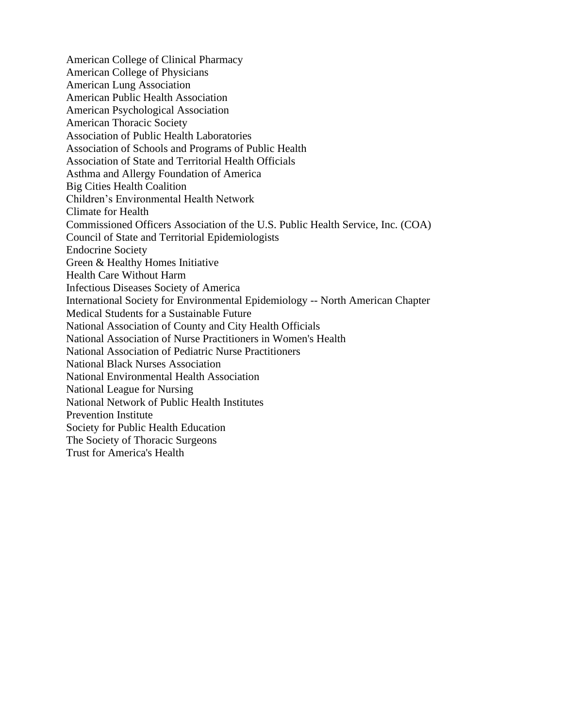American College of Clinical Pharmacy
American College of Physicians
American Lung Association
American Public Health Association
American Psychological Association
American Thoracic Society
Association of Public Health Laboratories
Association of Schools and Programs of Public Health
Association of State and Territorial Health Officials
Asthma and Allergy Foundation of America
Big Cities Health Coalition
Children's Environmental Health Network
Climate for Health
Commissioned Officers Association of the U.S. Public Health Service, Inc. (COA)
Council of State and Territorial Epidemiologists
Endocrine Society
Green & Healthy Homes Initiative
Health Care Without Harm
Infectious Diseases Society of America
International Society for Environmental Epidemiology -- North American Chapter
Medical Students for a Sustainable Future
National Association of County and City Health Officials
National Association of Nurse Practitioners in Women's Health
National Association of Pediatric Nurse Practitioners
National Black Nurses Association
National Environmental Health Association
National League for Nursing
National Network of Public Health Institutes
Prevention Institute
Society for Public Health Education
The Society of Thoracic Surgeons
Trust for America's Health